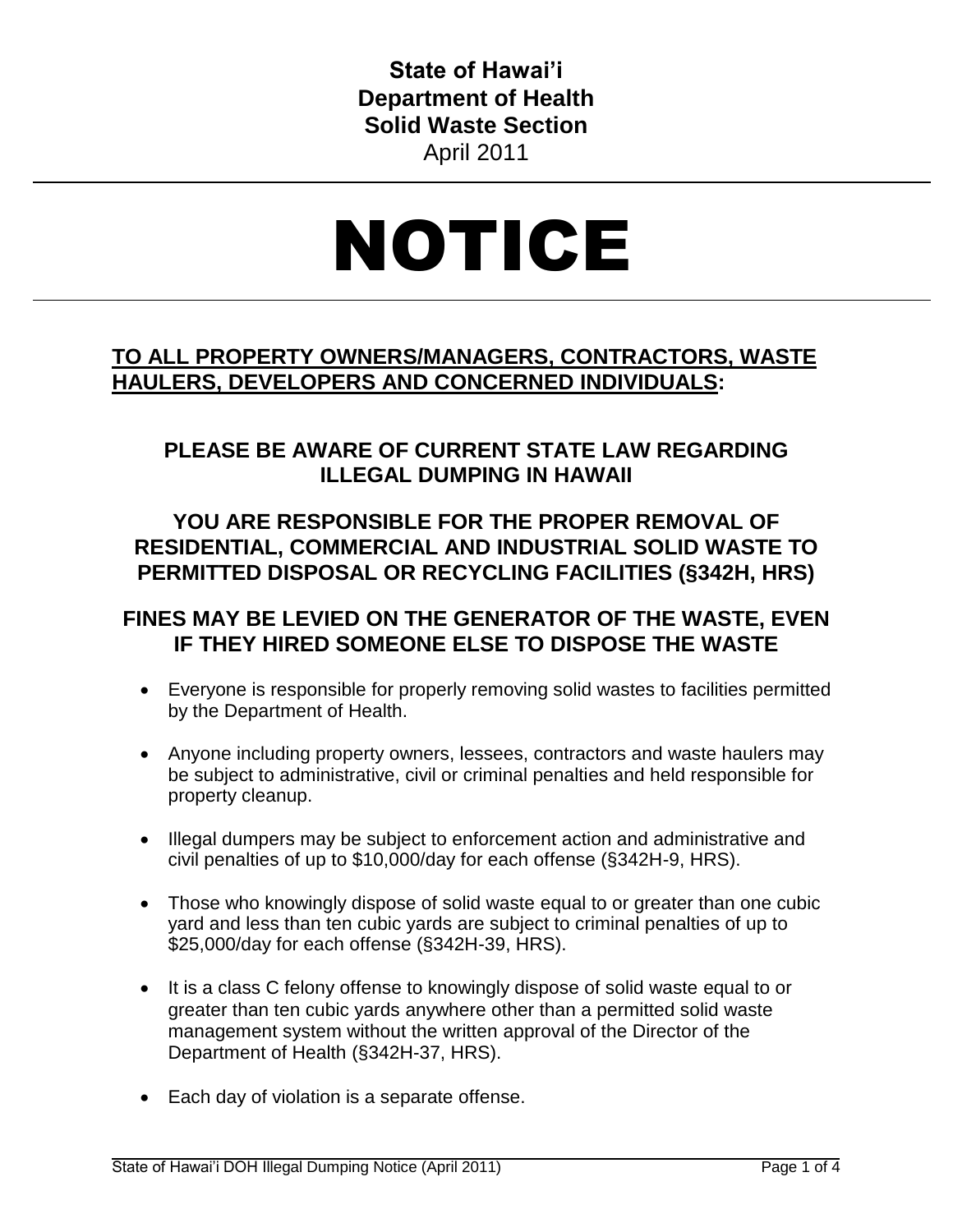**State of Hawai'i**
**Department of Health**
**Solid Waste Section**
April 2011

---

# NOTICE

---

## TO ALL PROPERTY OWNERS/MANAGERS, CONTRACTORS, WASTE HAULERS, DEVELOPERS AND CONCERNED INDIVIDUALS:

### PLEASE BE AWARE OF CURRENT STATE LAW REGARDING ILLEGAL DUMPING IN HAWAII

### YOU ARE RESPONSIBLE FOR THE PROPER REMOVAL OF RESIDENTIAL, COMMERCIAL AND INDUSTRIAL SOLID WASTE TO PERMITTED DISPOSAL OR RECYCLING FACILITIES (§342H, HRS)

### FINES MAY BE LEVIED ON THE GENERATOR OF THE WASTE, EVEN IF THEY HIRED SOMEONE ELSE TO DISPOSE THE WASTE

- Everyone is responsible for properly removing solid wastes to facilities permitted by the Department of Health.
- Anyone including property owners, lessees, contractors and waste haulers may be subject to administrative, civil or criminal penalties and held responsible for property cleanup.
- Illegal dumpers may be subject to enforcement action and administrative and civil penalties of up to $10,000/day for each offense (§342H-9, HRS).
- Those who knowingly dispose of solid waste equal to or greater than one cubic yard and less than ten cubic yards are subject to criminal penalties of up to $25,000/day for each offense (§342H-39, HRS).
- It is a class C felony offense to knowingly dispose of solid waste equal to or greater than ten cubic yards anywhere other than a permitted solid waste management system without the written approval of the Director of the Department of Health (§342H-37, HRS).
- Each day of violation is a separate offense.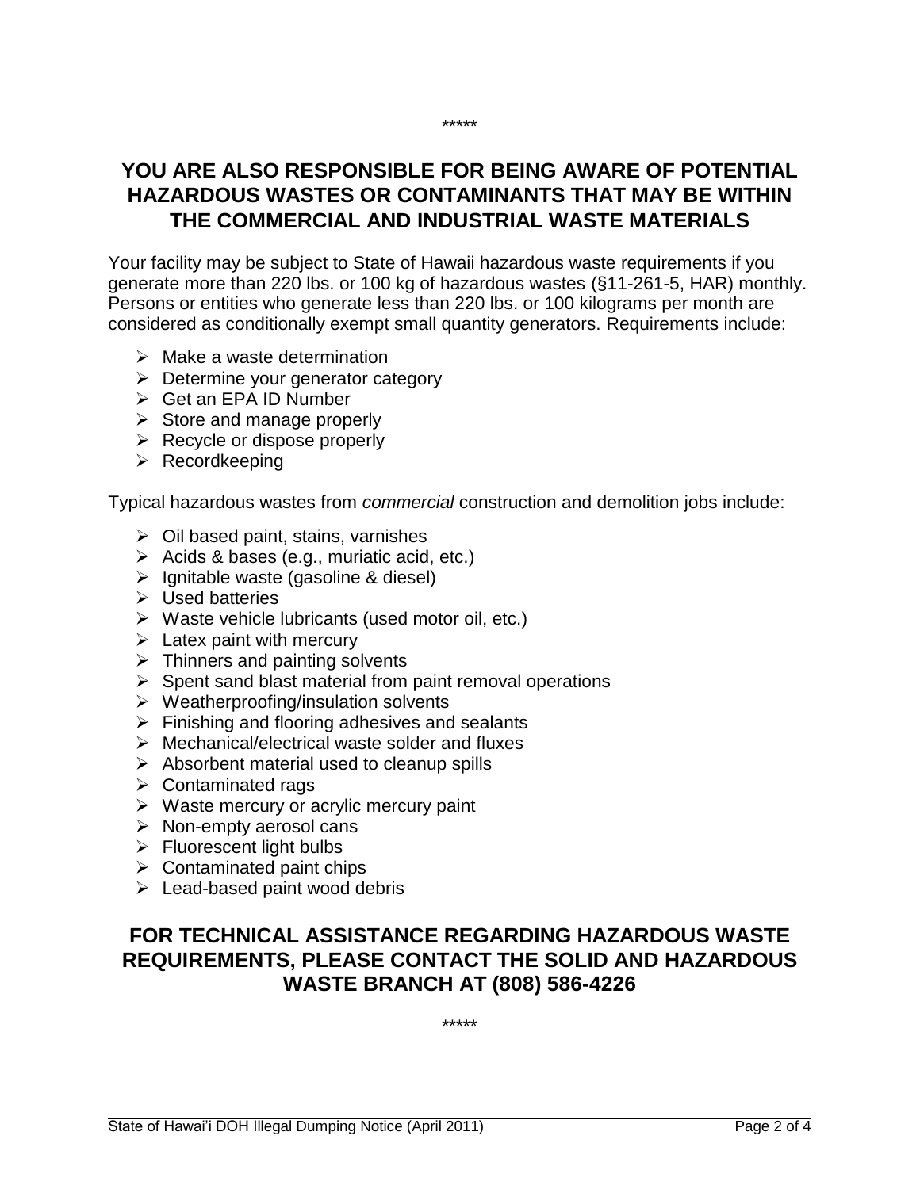*****

## YOU ARE ALSO RESPONSIBLE FOR BEING AWARE OF POTENTIAL HAZARDOUS WASTES OR CONTAMINANTS THAT MAY BE WITHIN THE COMMERCIAL AND INDUSTRIAL WASTE MATERIALS

Your facility may be subject to State of Hawaii hazardous waste requirements if you generate more than 220 lbs. or 100 kg of hazardous wastes (§11-261-5, HAR) monthly. Persons or entities who generate less than 220 lbs. or 100 kilograms per month are considered as conditionally exempt small quantity generators. Requirements include:

- Make a waste determination
- Determine your generator category
- Get an EPA ID Number
- Store and manage properly
- Recycle or dispose properly
- Recordkeeping

Typical hazardous wastes from *commercial* construction and demolition jobs include:

- Oil based paint, stains, varnishes
- Acids & bases (e.g., muriatic acid, etc.)
- Ignitable waste (gasoline & diesel)
- Used batteries
- Waste vehicle lubricants (used motor oil, etc.)
- Latex paint with mercury
- Thinners and painting solvents
- Spent sand blast material from paint removal operations
- Weatherproofing/insulation solvents
- Finishing and flooring adhesives and sealants
- Mechanical/electrical waste solder and fluxes
- Absorbent material used to cleanup spills
- Contaminated rags
- Waste mercury or acrylic mercury paint
- Non-empty aerosol cans
- Fluorescent light bulbs
- Contaminated paint chips
- Lead-based paint wood debris

## FOR TECHNICAL ASSISTANCE REGARDING HAZARDOUS WASTE REQUIREMENTS, PLEASE CONTACT THE SOLID AND HAZARDOUS WASTE BRANCH AT (808) 586-4226

*****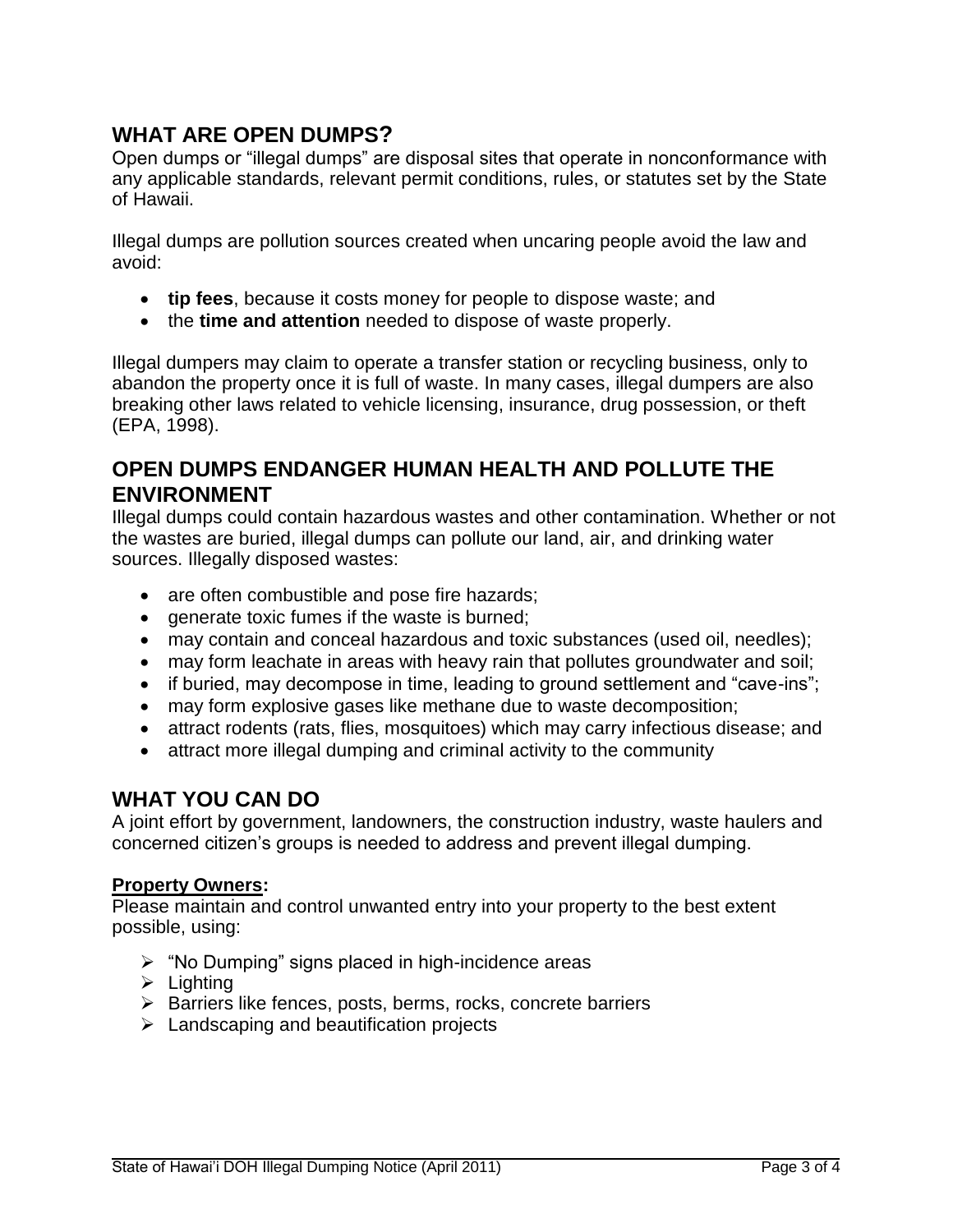## WHAT ARE OPEN DUMPS?

Open dumps or "illegal dumps" are disposal sites that operate in nonconformance with any applicable standards, relevant permit conditions, rules, or statutes set by the State of Hawaii.

Illegal dumps are pollution sources created when uncaring people avoid the law and avoid:

- **tip fees**, because it costs money for people to dispose waste; and
- the **time and attention** needed to dispose of waste properly.

Illegal dumpers may claim to operate a transfer station or recycling business, only to abandon the property once it is full of waste. In many cases, illegal dumpers are also breaking other laws related to vehicle licensing, insurance, drug possession, or theft (EPA, 1998).

## OPEN DUMPS ENDANGER HUMAN HEALTH AND POLLUTE THE ENVIRONMENT

Illegal dumps could contain hazardous wastes and other contamination. Whether or not the wastes are buried, illegal dumps can pollute our land, air, and drinking water sources. Illegally disposed wastes:

- are often combustible and pose fire hazards;
- generate toxic fumes if the waste is burned;
- may contain and conceal hazardous and toxic substances (used oil, needles);
- may form leachate in areas with heavy rain that pollutes groundwater and soil;
- if buried, may decompose in time, leading to ground settlement and "cave-ins";
- may form explosive gases like methane due to waste decomposition;
- attract rodents (rats, flies, mosquitoes) which may carry infectious disease; and
- attract more illegal dumping and criminal activity to the community

## WHAT YOU CAN DO

A joint effort by government, landowners, the construction industry, waste haulers and concerned citizen's groups is needed to address and prevent illegal dumping.

**Property Owners:**

Please maintain and control unwanted entry into your property to the best extent possible, using:

- "No Dumping" signs placed in high-incidence areas
- Lighting
- Barriers like fences, posts, berms, rocks, concrete barriers
- Landscaping and beautification projects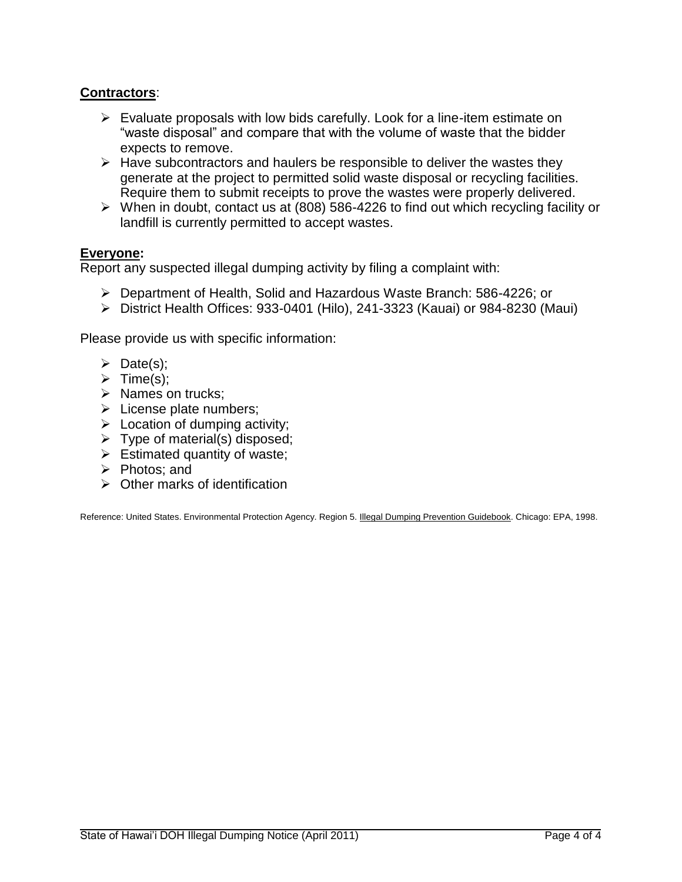**Contractors**:

- Evaluate proposals with low bids carefully. Look for a line-item estimate on "waste disposal" and compare that with the volume of waste that the bidder expects to remove.
- Have subcontractors and haulers be responsible to deliver the wastes they generate at the project to permitted solid waste disposal or recycling facilities. Require them to submit receipts to prove the wastes were properly delivered.
- When in doubt, contact us at (808) 586-4226 to find out which recycling facility or landfill is currently permitted to accept wastes.

**Everyone:**

Report any suspected illegal dumping activity by filing a complaint with:

- Department of Health, Solid and Hazardous Waste Branch: 586-4226; or
- District Health Offices: 933-0401 (Hilo), 241-3323 (Kauai) or 984-8230 (Maui)

Please provide us with specific information:

- Date(s);
- Time(s);
- Names on trucks;
- License plate numbers;
- Location of dumping activity;
- Type of material(s) disposed;
- Estimated quantity of waste;
- Photos; and
- Other marks of identification

Reference: United States. Environmental Protection Agency. Region 5. Illegal Dumping Prevention Guidebook. Chicago: EPA, 1998.